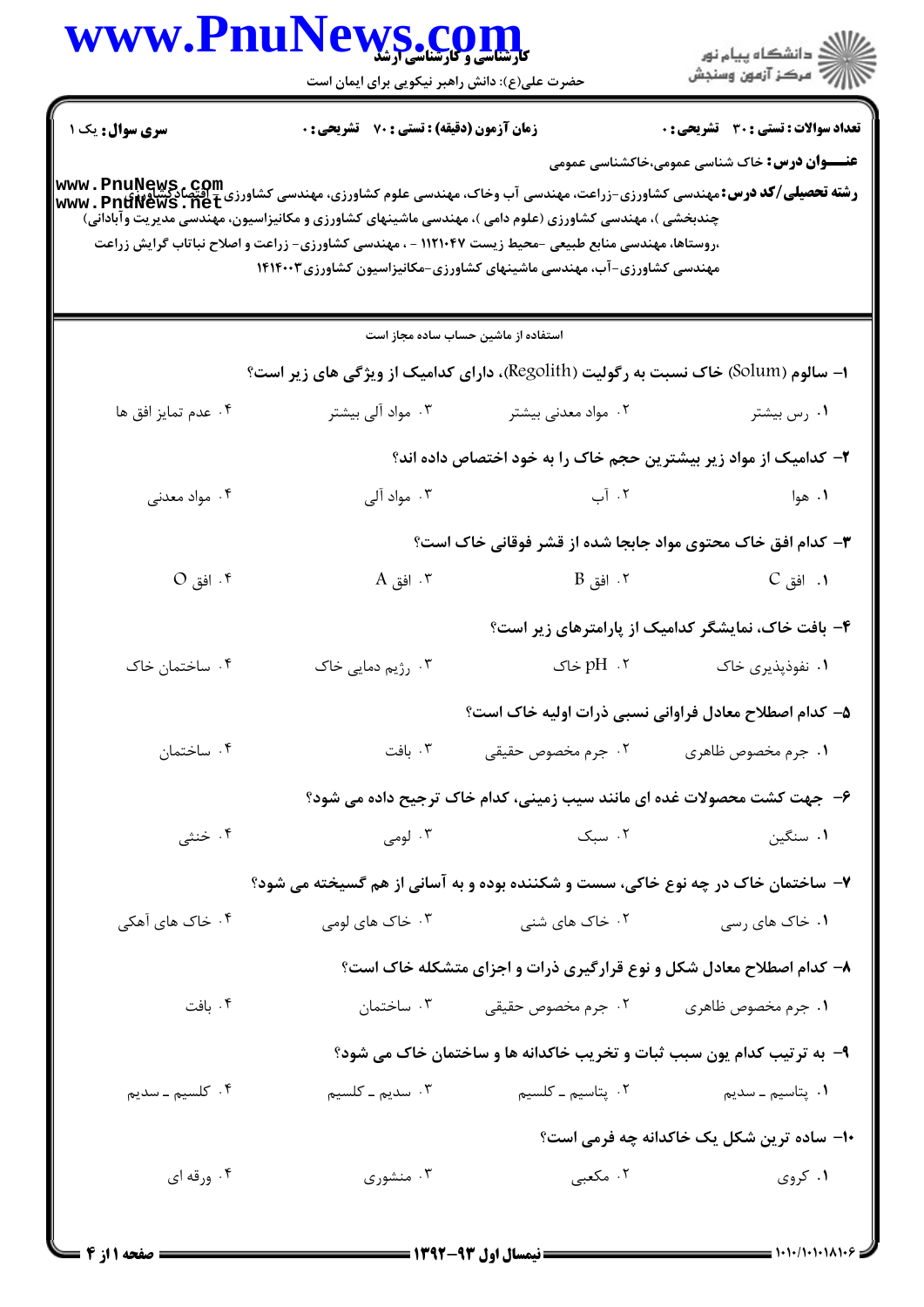**سری سوال:** یک ۱

**زمان آزمون (دقیقه) : تستی : ۷۰ تشریحی : ۰**

**تعداد سوالات : تستی : ۳۰ تشریحی : ۰**

**عنـــوان درس:** خاک شناسی عمومی،خاکشناسی عمومی

**رشته تحصیلی/کد درس:** مهندسی کشاورزی-زراعت، مهندسی آب وخاک، مهندسی علوم کشاورزی، مهندسی کشاورزی - اقتصادکشاورزی (چندبخشی )، مهندسی کشاورزی (علوم دامی )، مهندسی ماشینهای کشاورزی و مکانیزاسیون، مهندسی مدیریت وآبادانی) ،روستاها، مهندسی منابع طبیعی -محیط زیست ۱۱۲۱۰۴۷ - ، مهندسی کشاورزی- زراعت و اصلاح نباتات گرایش زراعت مهندسی کشاورزی-آب، مهندسی ماشینهای کشاورزی-مکانیزاسیون کشاورزی ۱۴۱۴۰۰۳

استفاده از ماشین حساب ساده مجاز است

**۱- سالوم (Solum) خاک نسبت به رگولیت (Regolith)، دارای کدامیک از ویژگی های زیر است؟**

۱. رس بیشتر
۲. مواد معدنی بیشتر
۳. مواد آلی بیشتر
۴. عدم تمایز افق ها

**۲- کدامیک از مواد زیر بیشترین حجم خاک را به خود اختصاص داده اند؟**

۱. هوا
۲. آب
۳. مواد آلی
۴. مواد معدنی

**۳- کدام افق خاک محتوی مواد جابجا شده از قشر فوقانی خاک است؟**

۱. افق C
۲. افق B
۳. افق A
۴. افق O

**۴- بافت خاک، نمایشگر کدامیک از پارامترهای زیر است؟**

۱. نفوذپذیری خاک
۲. pH خاک
۳. رژیم دمایی خاک
۴. ساختمان خاک

**۵- کدام اصطلاح معادل فراوانی نسبی ذرات اولیه خاک است؟**

۱. جرم مخصوص ظاهری
۲. جرم مخصوص حقیقی
۳. بافت
۴. ساختمان

**۶- جهت کشت محصولات غده ای مانند سیب زمینی، کدام خاک ترجیح داده می شود؟**

۱. سنگین
۲. سبک
۳. لومی
۴. خنثی

**۷- ساختمان خاک در چه نوع خاکی، سست و شکننده بوده و به آسانی از هم گسیخته می شود؟**

۱. خاک های رسی
۲. خاک های شنی
۳. خاک های لومی
۴. خاک های آهکی

**۸- کدام اصطلاح معادل شکل و نوع قرارگیری ذرات و اجزای متشکله خاک است؟**

۱. جرم مخصوص ظاهری
۲. جرم مخصوص حقیقی
۳. ساختمان
۴. بافت

**۹- به ترتیب کدام یون سبب ثبات و تخریب خاکدانه ها و ساختمان خاک می شود؟**

۱. پتاسیم ـ سدیم
۲. پتاسیم ـ کلسیم
۳. سدیم ـ کلسیم
۴. کلسیم ـ سدیم

**۱۰- ساده ترین شکل یک خاکدانه چه فرمی است؟**

۱. کروی
۲. مکعبی
۳. منشوری
۴. ورقه ای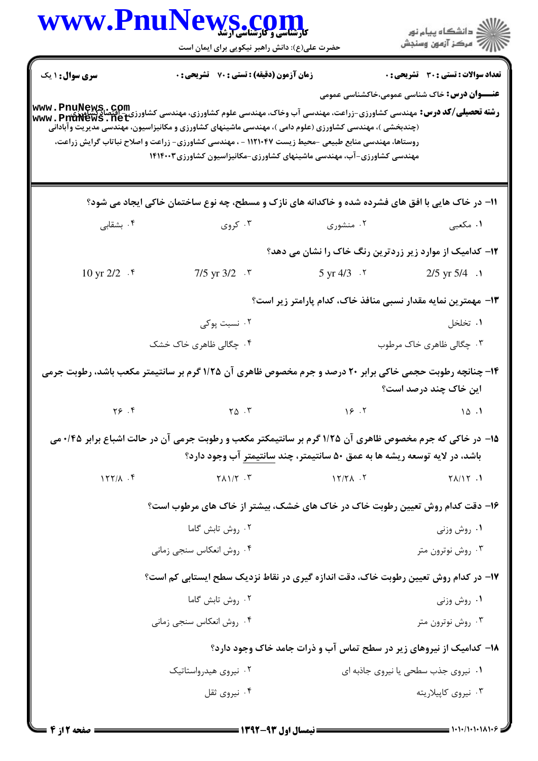**سری سؤال:** ۱ یک | **زمان آزمون (دقیقه) : تستی :** ۷۰ **تشریحی :** ۰ | **تعداد سوالات : تستی :** ۳۰ **تشریحی :** ۰

**عنـــوان درس:** خاک شناسی عمومی،خاکشناسی عمومی

**رشته تحصیلی/کد درس:** مهندسی کشاورزی-زراعت، مهندسی آب وخاک، مهندسی علوم کشاورزی، مهندسی کشاورزی-اقتصادکشاورزی (چندبخشی )، مهندسی کشاورزی (علوم دامی )، مهندسی ماشینهای کشاورزی و مکانیزاسیون، مهندسی مدیریت وآبادانی روستاها، مهندسی منابع طبیعی -محیط زیست ۱۱۲۱۰۴۷ - ، مهندسی کشاورزی- زراعت و اصلاح نباتات گرایش زراعت، مهندسی کشاورزی-آب، مهندسی ماشینهای کشاورزی-مکانیزاسیون کشاورزی۱۴۱۴۰۰۳

۱۱- در خاک هایی با افق های فشرده شده و خاکدانه های نازک و مسطح، چه نوع ساختمان خاکی ایجاد می شود؟

۱. مکعبی
۲. منشوری
۳. کروی
۴. بشقابی

۱۲- کدامیک از موارد زیر زردترین رنگ خاک را نشان می دهد؟

۱. 2/5 yr 5/4
۲. 5 yr 4/3
۳. 7/5 yr 3/2
۴. 10 yr 2/2

۱۳- مهمترین نمایه مقدار نسبی منافذ خاک، کدام پارامتر زیر است؟

۱. تخلخل
۲. نسبت پوکی
۳. چگالی ظاهری خاک مرطوب
۴. چگالی ظاهری خاک خشک

۱۴- چنانچه رطوبت حجمی خاکی برابر ۲۰ درصد و جرم مخصوص ظاهری آن ۱/۲۵ گرم بر سانتیمتر مکعب باشد، رطوبت جرمی این خاک چند درصد است؟

۱. ۱۵
۲. ۱۶
۳. ۲۵
۴. ۲۶

۱۵- در خاکی که جرم مخصوص ظاهری آن ۱/۲۵ گرم بر سانتیمکتر مکعب و رطوبت جرمی آن در حالت اشباع برابر ۰/۴۵ می باشد، در لایه توسعه ریشه ها به عمق ۵۰ سانتیمتر، چند سانتیمتر آب وجود دارد؟

۱. ۲۸/۱۲
۲. ۱۲/۲۸
۳. ۲۸۱/۲
۴. ۱۲۲/۸

۱۶- دقت کدام روش تعیین رطوبت خاک در خاک های خشک، بیشتر از خاک های مرطوب است؟

۱. روش وزنی
۲. روش تابش گاما
۳. روش نوترون متر
۴. روش انعکاس سنجی زمانی

۱۷- در کدام روش تعیین رطوبت خاک، دقت اندازه گیری در نقاط نزدیک سطح ایستابی کم است؟

۱. روش وزنی
۲. روش تابش گاما
۳. روش نوترون متر
۴. روش انعکاس سنجی زمانی

۱۸- کدامیک از نیروهای زیر در سطح تماس آب و ذرات جامد خاک وجود دارد؟

۱. نیروی جذب سطحی یا نیروی جاذبه ای
۲. نیروی هیدرواستاتیک
۳. نیروی کاپیلاریته
۴. نیروی ثقل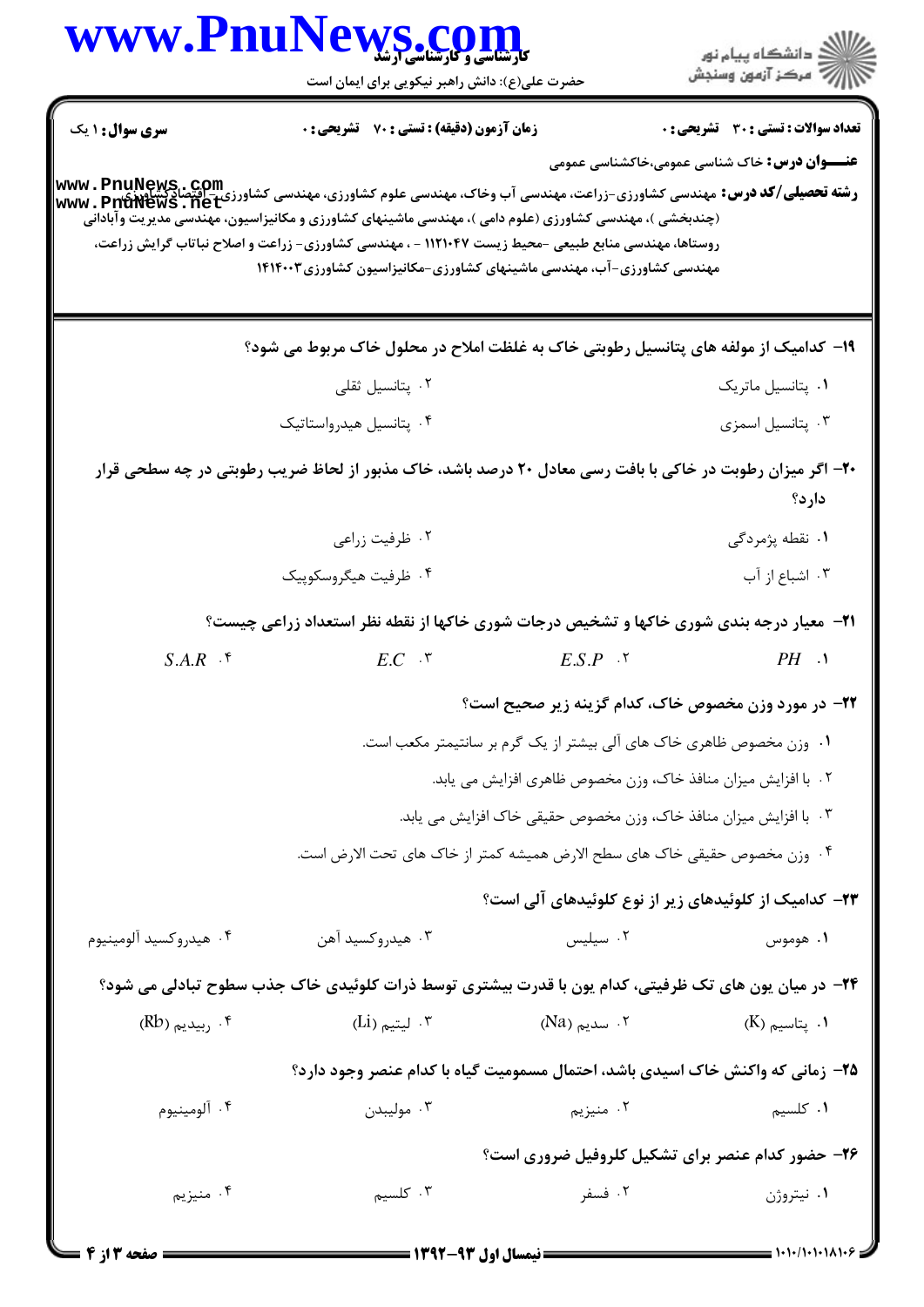**سری سوال:** ۱ یک | **زمان آزمون (دقیقه) : تستی :** ۷۰ **تشریحی :** ۰ | **تعداد سوالات : تستی :** ۳۰ **تشریحی :** ۰

**عنـــوان درس:** خاک شناسی عمومی،خاکشناسی عمومی

**رشته تحصیلی/کد درس:** مهندسی کشاورزی-زراعت، مهندسی آب وخاک، مهندسی علوم کشاورزی، مهندسی کشاورزی- اقتصادکشاورزی (چندبخشی )، مهندسی کشاورزی (علوم دامی )، مهندسی ماشینهای کشاورزی و مکانیزاسیون، مهندسی مدیریت وآبادانی روستاها، مهندسی منابع طبیعی -محیط زیست ۱۱۲۱۰۴۷ - ، مهندسی کشاورزی- زراعت و اصلاح نباتات گرایش زراعت، مهندسی کشاورزی-آب، مهندسی ماشینهای کشاورزی-مکانیزاسیون کشاورزی۱۴۱۴۰۰۳

---

**۱۹- کدامیک از مولفه های پتانسیل رطوبتی خاک به غلظت املاح در محلول خاک مربوط می شود؟**

۱. پتانسیل ماتریک
۲. پتانسیل ثقلی
۳. پتانسیل اسمزی
۴. پتانسیل هیدرواستاتیک

**۲۰- اگر میزان رطوبت در خاکی با بافت رسی معادل ۲۰ درصد باشد، خاک مذبور از لحاظ ضریب رطوبتی در چه سطحی قرار دارد؟**

۱. نقطه پژمردگی
۲. ظرفیت زراعی
۳. اشباع از آب
۴. ظرفیت هیگروسکوپیک

**۲۱- معیار درجه بندی شوری خاکها و تشخیص درجات شوری خاکها از نقطه نظر استعداد زراعی چیست؟**

۱. $PH$
۲. $E.S.P$
۳. $E.C$
۴. $S.A.R$

**۲۲- در مورد وزن مخصوص خاک، کدام گزینه زیر صحیح است؟**

۱. وزن مخصوص ظاهری خاک های آلی بیشتر از یک گرم بر سانتیمتر مکعب است.
۲. با افزایش میزان منافذ خاک، وزن مخصوص ظاهری افزایش می یابد.
۳. با افزایش میزان منافذ خاک، وزن مخصوص حقیقی خاک افزایش می یابد.
۴. وزن مخصوص حقیقی خاک های سطح الارض همیشه کمتر از خاک های تحت الارض است.

**۲۳- کدامیک از کلوئیدهای زیر از نوع کلوئیدهای آلی است؟**

۱. هوموس
۲. سیلیس
۳. هیدروکسید آهن
۴. هیدروکسید آلومینیوم

**۲۴- در میان یون های تک ظرفیتی، کدام یون با قدرت بیشتری توسط ذرات کلوئیدی خاک جذب سطوح تبادلی می شود؟**

۱. پتاسیم (K)
۲. سدیم (Na)
۳. لیتیم (Li)
۴. ربیدیم (Rb)

**۲۵- زمانی که واکنش خاک اسیدی باشد، احتمال مسمومیت گیاه با کدام عنصر وجود دارد؟**

۱. کلسیم
۲. منیزیم
۳. مولیبدن
۴. آلومینیوم

**۲۶- حضور کدام عنصر برای تشکیل کلروفیل ضروری است؟**

۱. نیتروژن
۲. فسفر
۳. کلسیم
۴. منیزیم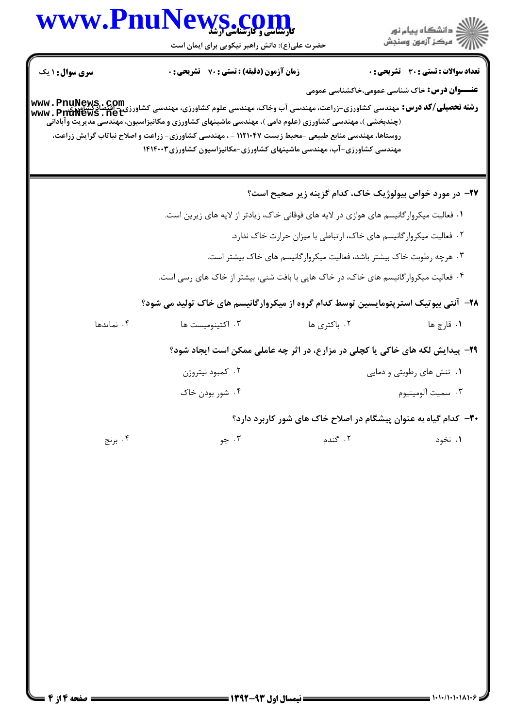**سری سوال:** ۱ یک

**زمان آزمون (دقیقه) : تستی :** ۷۰ **تشریحی :** ۰

**تعداد سوالات : تستی :** ۳۰ **تشریحی :** ۰

**عنـــوان درس:** خاک شناسی عمومی،خاکشناسی عمومی

**رشته تحصیلی/کد درس:** مهندسی کشاورزی-زراعت، مهندسی آب وخاک، مهندسی علوم کشاورزی، مهندسی کشاورزی-اقتصادکشاورزی (چندبخشی )، مهندسی کشاورزی (علوم دامی )، مهندسی ماشینهای کشاورزی و مکانیزاسیون، مهندسی مدیریت وآبادانی روستاها، مهندسی منابع طبیعی -محیط زیست ۱۱۲۱۰۴۷ - ، مهندسی کشاورزی- زراعت و اصلاح نباتات گرایش زراعت، مهندسی کشاورزی-آب، مهندسی ماشینهای کشاورزی-مکانیزاسیون کشاورزی۱۴۱۴۰۰۳

**۲۷- در مورد خواص بیولوژیک خاک، کدام گزینه زیر صحیح است؟**

۱. فعالیت میکروارگانیسم های هوازی در لایه های فوقانی خاک، زیادتر از لایه های زیرین است.

۲. فعالیت میکروارگانیسم های خاک، ارتباطی با میزان حرارت خاک ندارد.

۳. هرچه رطوبت خاک بیشتر باشد، فعالیت میکروارگانیسم های خاک بیشتر است.

۴. فعالیت میکروارگانیسم های خاک، در خاک هایی با بافت شنی، بیشتر از خاک های رسی است.

**۲۸- آنتی بیوتیک استرپتومایسین توسط کدام گروه از میکروارگانیسم های خاک تولید می شود؟**

۱. قارچ ها

۲. باکتری ها

۳. اکتینومیست ها

۴. نماتدها

**۲۹- پیدایش لکه های خاکی یا کچلی در مزارع، در اثر چه عاملی ممکن است ایجاد شود؟**

۱. تنش های رطوبتی و دمایی

۲. کمبود نیتروژن

۳. سمیت آلومینیوم

۴. شور بودن خاک

**۳۰- کدام گیاه به عنوان پیشگام در اصلاح خاک های شور کاربرد دارد؟**

۱. نخود

۲. گندم

۳. جو

۴. برنج